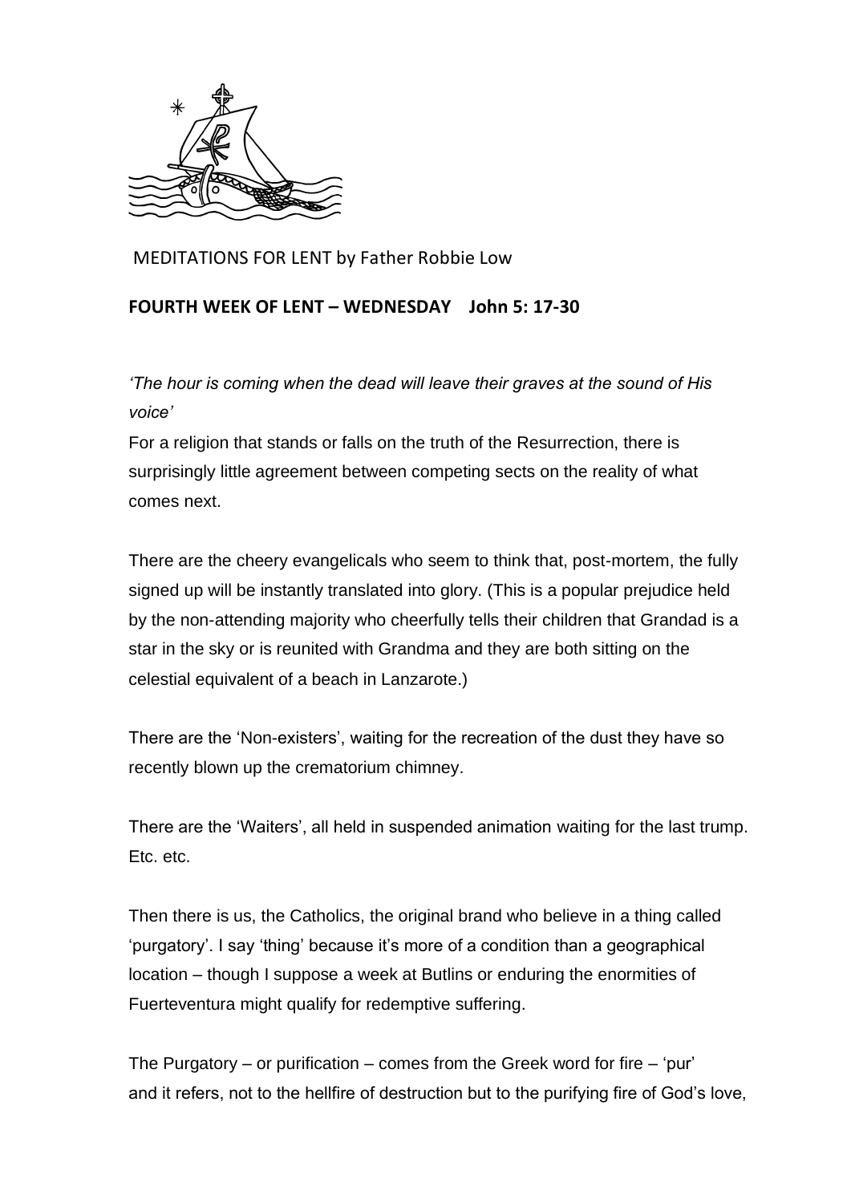MEDITATIONS FOR LENT by Father Robbie Low

**FOURTH WEEK OF LENT – WEDNESDAY John 5: 17-30**

*'The hour is coming when the dead will leave their graves at the sound of His voice'*

For a religion that stands or falls on the truth of the Resurrection, there is surprisingly little agreement between competing sects on the reality of what comes next.

There are the cheery evangelicals who seem to think that, post-mortem, the fully signed up will be instantly translated into glory. (This is a popular prejudice held by the non-attending majority who cheerfully tells their children that Grandad is a star in the sky or is reunited with Grandma and they are both sitting on the celestial equivalent of a beach in Lanzarote.)

There are the 'Non-existers', waiting for the recreation of the dust they have so recently blown up the crematorium chimney.

There are the 'Waiters', all held in suspended animation waiting for the last trump. Etc. etc.

Then there is us, the Catholics, the original brand who believe in a thing called 'purgatory'. I say 'thing' because it's more of a condition than a geographical location – though I suppose a week at Butlins or enduring the enormities of Fuerteventura might qualify for redemptive suffering.

The Purgatory – or purification – comes from the Greek word for fire – 'pur' and it refers, not to the hellfire of destruction but to the purifying fire of God's love,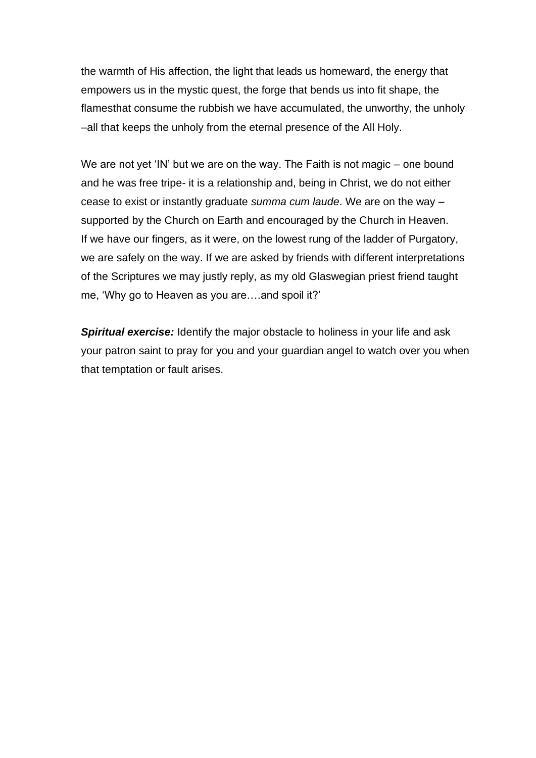the warmth of His affection, the light that leads us homeward, the energy that empowers us in the mystic quest, the forge that bends us into fit shape, the flamesthat consume the rubbish we have accumulated, the unworthy, the unholy –all that keeps the unholy from the eternal presence of the All Holy.

We are not yet 'IN' but we are on the way. The Faith is not magic – one bound and he was free tripe- it is a relationship and, being in Christ, we do not either cease to exist or instantly graduate *summa cum laude*. We are on the way – supported by the Church on Earth and encouraged by the Church in Heaven. If we have our fingers, as it were, on the lowest rung of the ladder of Purgatory, we are safely on the way. If we are asked by friends with different interpretations of the Scriptures we may justly reply, as my old Glaswegian priest friend taught me, 'Why go to Heaven as you are….and spoil it?'

***Spiritual exercise:*** Identify the major obstacle to holiness in your life and ask your patron saint to pray for you and your guardian angel to watch over you when that temptation or fault arises.